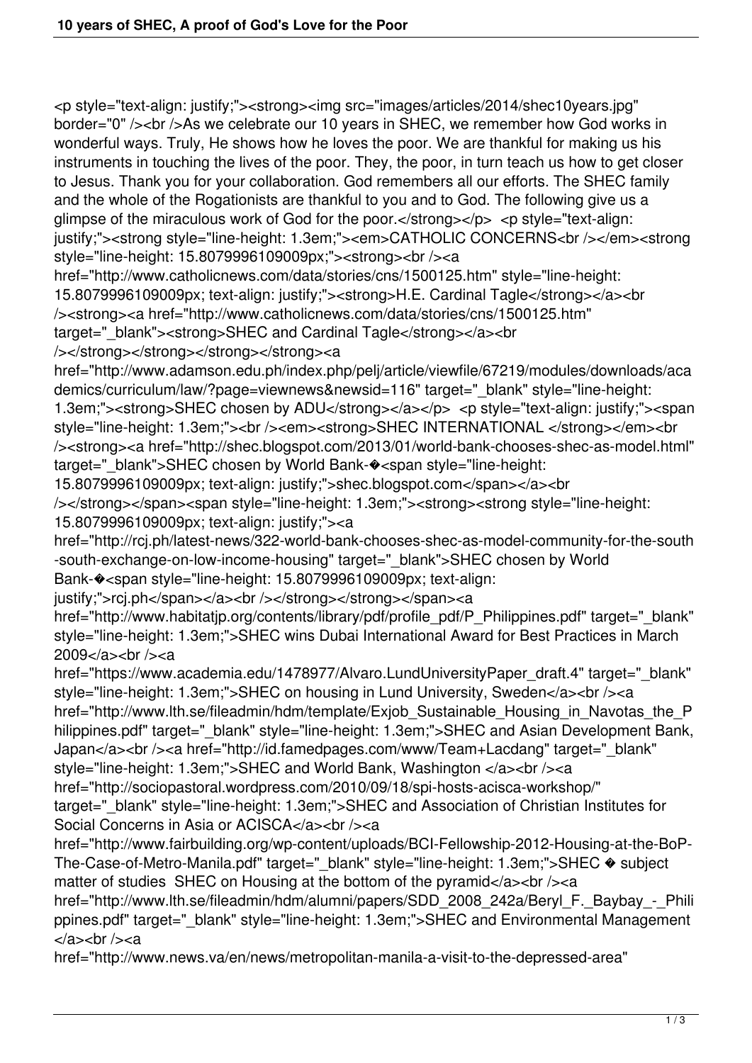<p style="text-align: justify;"><strong><img src="images/articles/2014/shec10years.jpg" border="0" /><br />As we celebrate our 10 years in SHEC, we remember how God works in wonderful ways. Truly, He shows how he loves the poor. We are thankful for making us his instruments in touching the lives of the poor. They, the poor, in turn teach us how to get closer to Jesus. Thank you for your collaboration. God remembers all our efforts. The SHEC family and the whole of the Rogationists are thankful to you and to God. The following give us a glimpse of the miraculous work of God for the poor.</strong></p> <p style="text-align: justify;"><strong style="line-height: 1.3em;"><em>CATHOLIC CONCERNS<br /></em><strong style="line-height: 15.8079996109009px;"><strong><br /><a href="http://www.catholicnews.com/data/stories/cns/1500125.htm" style="line-height: 15.8079996109009px; text-align: justify;"><strong>H.E. Cardinal Tagle</strong></a><br /><strong><a href="http://www.catholicnews.com/data/stories/cns/1500125.htm" target="_blank"><strong>SHEC and Cardinal Tagle</strong></a><br /></strong></strong></strong></strong><a href="http://www.adamson.edu.ph/index.php/pelj/article/viewfile/67219/modules/downloads/academics/curriculum/law/?page=viewnews&newsid=116" target="_blank" style="line-height: 1.3em;"><strong>SHEC chosen by ADU</strong></a></p> <p style="text-align: justify;"><span style="line-height: 1.3em;"><br /><em><strong>SHEC INTERNATIONAL </strong></em><br /><strong><a href="http://shec.blogspot.com/2013/01/world-bank-chooses-shec-as-model.html" target="_blank">SHEC chosen by World Bank-�<span style="line-height: 15.8079996109009px; text-align: justify;">shec.blogspot.com</span></a><br /></strong></span><span style="line-height: 1.3em;"><strong><strong style="line-height: 15.8079996109009px; text-align: justify;"><a href="http://rcj.ph/latest-news/322-world-bank-chooses-shec-as-model-community-for-the-south-south-exchange-on-low-income-housing" target="_blank">SHEC chosen by World Bank-�<span style="line-height: 15.8079996109009px; text-align: justify;">rcj.ph</span></a><br /></strong></strong></span><a href="http://www.habitatjp.org/contents/library/pdf/profile_pdf/P_Philippines.pdf" target="_blank" style="line-height: 1.3em;">SHEC wins Dubai International Award for Best Practices in March 2009</a><br /><a href="https://www.academia.edu/1478977/Alvaro.LundUniversityPaper_draft.4" target="_blank" style="line-height: 1.3em;">SHEC on housing in Lund University, Sweden</a><br /><a href="http://www.lth.se/fileadmin/hdm/template/Exjob_Sustainable_Housing_in_Navotas_the_Philippines.pdf" target="_blank" style="line-height: 1.3em;">SHEC and Asian Development Bank, Japan</a><br /><a href="http://id.famedpages.com/www/Team+Lacdang" target="_blank" style="line-height: 1.3em;">SHEC and World Bank, Washington </a><br /><a href="http://sociopastoral.wordpress.com/2010/09/18/spi-hosts-acisca-workshop/" target="_blank" style="line-height: 1.3em;">SHEC and Association of Christian Institutes for Social Concerns in Asia or ACISCA</a><br /><a href="http://www.fairbuilding.org/wp-content/uploads/BCI-Fellowship-2012-Housing-at-the-BoP-The-Case-of-Metro-Manila.pdf" target="_blank" style="line-height: 1.3em;">SHEC � subject matter of studies SHEC on Housing at the bottom of the pyramid</a><br /><a href="http://www.lth.se/fileadmin/hdm/alumni/papers/SDD_2008_242a/Beryl_F._Baybay_-_Philippines.pdf" target="_blank" style="line-height: 1.3em;">SHEC and Environmental Management </a><br /><a href="http://www.news.va/en/news/metropolitan-manila-a-visit-to-the-depressed-area"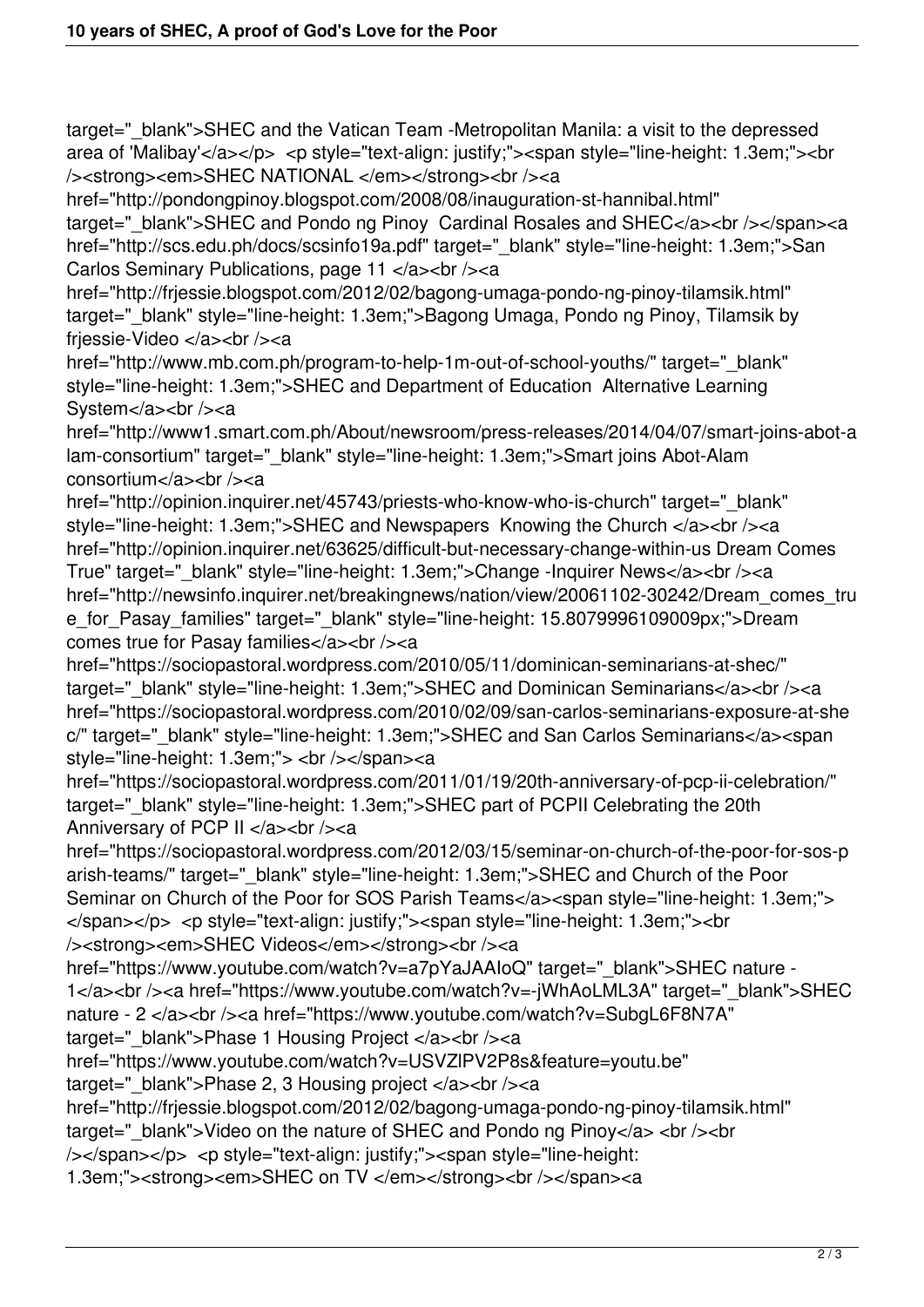target="_blank">SHEC and the Vatican Team -Metropolitan Manila: a visit to the depressed area of 'Malibay'</a></p>  <p style="text-align: justify;"><span style="line-height: 1.3em;"><br /><strong><em>SHEC NATIONAL </em></strong><br /><a href="http://pondongpinoy.blogspot.com/2008/08/inauguration-st-hannibal.html" target="_blank">SHEC and Pondo ng Pinoy  Cardinal Rosales and SHEC</a><br /></span><a href="http://scs.edu.ph/docs/scsinfo19a.pdf" target="_blank" style="line-height: 1.3em;">San Carlos Seminary Publications, page 11 </a><br /><a href="http://frjessie.blogspot.com/2012/02/bagong-umaga-pondo-ng-pinoy-tilamsik.html" target="_blank" style="line-height: 1.3em;">Bagong Umaga, Pondo ng Pinoy, Tilamsik by frjessie-Video </a><br /><a href="http://www.mb.com.ph/program-to-help-1m-out-of-school-youths/" target="_blank" style="line-height: 1.3em;">SHEC and Department of Education  Alternative Learning System</a><br /><a href="http://www1.smart.com.ph/About/newsroom/press-releases/2014/04/07/smart-joins-abot-alam-consortium" target="_blank" style="line-height: 1.3em;">Smart joins Abot-Alam consortium</a><br /><a href="http://opinion.inquirer.net/45743/priests-who-know-who-is-church" target="_blank" style="line-height: 1.3em;">SHEC and Newspapers  Knowing the Church </a><br /><a href="http://opinion.inquirer.net/63625/difficult-but-necessary-change-within-us Dream Comes True" target="_blank" style="line-height: 1.3em;">Change -Inquirer News</a><br /><a href="http://newsinfo.inquirer.net/breakingnews/nation/view/20061102-30242/Dream_comes_true_for_Pasay_families" target="_blank" style="line-height: 15.8079996109009px;">Dream comes true for Pasay families</a><br /><a href="https://sociopastoral.wordpress.com/2010/05/11/dominican-seminarians-at-shec/" target="_blank" style="line-height: 1.3em;">SHEC and Dominican Seminarians</a><br /><a href="https://sociopastoral.wordpress.com/2010/02/09/san-carlos-seminarians-exposure-at-shec/" target="_blank" style="line-height: 1.3em;">SHEC and San Carlos Seminarians</a><span style="line-height: 1.3em;"> <br /></span><a href="https://sociopastoral.wordpress.com/2011/01/19/20th-anniversary-of-pcp-ii-celebration/" target="_blank" style="line-height: 1.3em;">SHEC part of PCPII Celebrating the 20th Anniversary of PCP II </a><br /><a href="https://sociopastoral.wordpress.com/2012/03/15/seminar-on-church-of-the-poor-for-sos-parish-teams/" target="_blank" style="line-height: 1.3em;">SHEC and Church of the Poor Seminar on Church of the Poor for SOS Parish Teams</a><span style="line-height: 1.3em;"> </span></p>  <p style="text-align: justify;"><span style="line-height: 1.3em;"><br /><strong><em>SHEC Videos</em></strong><br /><a href="https://www.youtube.com/watch?v=a7pYaJAAIoQ" target="_blank">SHEC nature - 1</a><br /><a href="https://www.youtube.com/watch?v=-jWhAoLML3A" target="_blank">SHEC nature - 2 </a><br /><a href="https://www.youtube.com/watch?v=SubgL6F8N7A" target="_blank">Phase 1 Housing Project </a><br /><a href="https://www.youtube.com/watch?v=USVZlPV2P8s&feature=youtu.be" target="_blank">Phase 2, 3 Housing project </a><br /><a href="http://frjessie.blogspot.com/2012/02/bagong-umaga-pondo-ng-pinoy-tilamsik.html" target="_blank">Video on the nature of SHEC and Pondo ng Pinoy</a> <br /><br /></span></p>  <p style="text-align: justify;"><span style="line-height: 1.3em;"><strong><em>SHEC on TV </em></strong><br /></span><a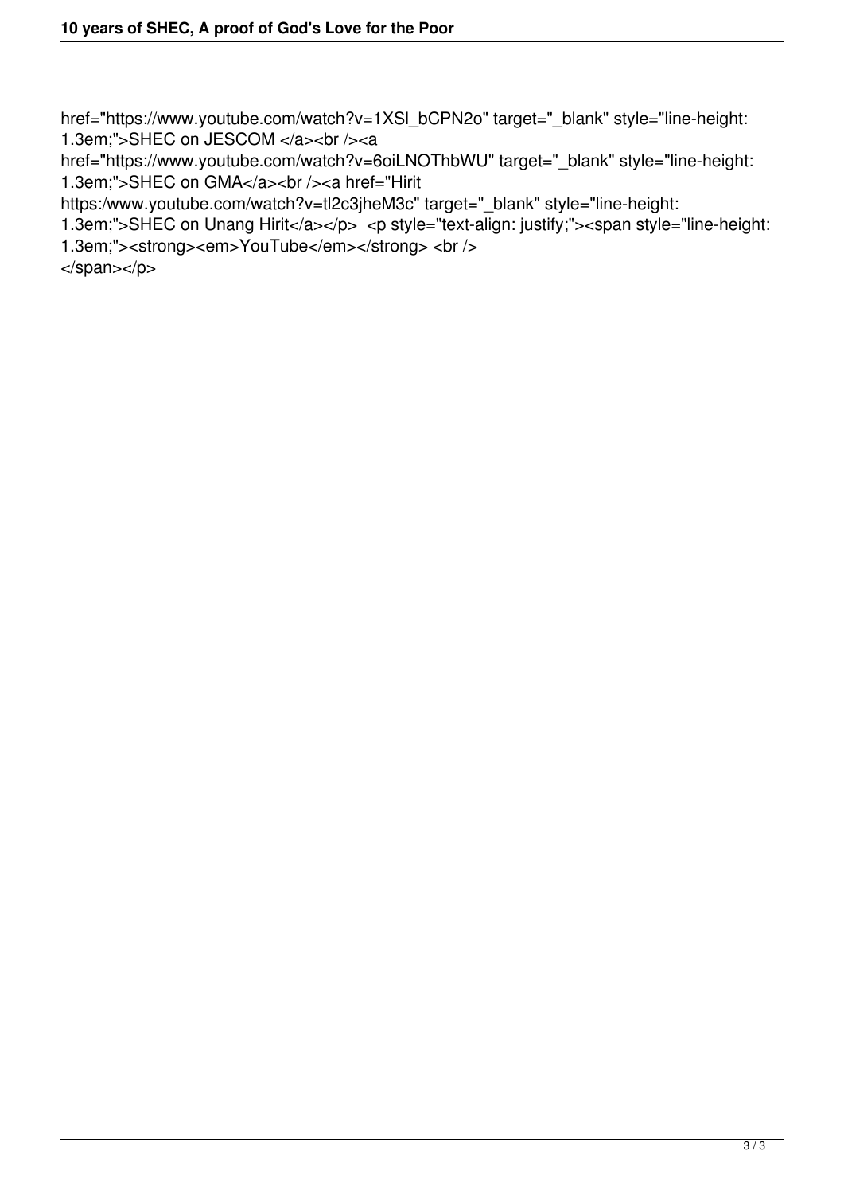href="https://www.youtube.com/watch?v=1XSl_bCPN2o" target="_blank" style="line-height: 1.3em;">SHEC on JESCOM </a><br /><a href="https://www.youtube.com/watch?v=6oiLNOThbWU" target="_blank" style="line-height: 1.3em;">SHEC on GMA</a><br /><a href="Hirit https:/www.youtube.com/watch?v=tl2c3jheM3c" target="_blank" style="line-height: 1.3em;">SHEC on Unang Hirit</a></p> <p style="text-align: justify;"><span style="line-height: 1.3em;"><strong><em>YouTube</em></strong> <br /> </span></p>